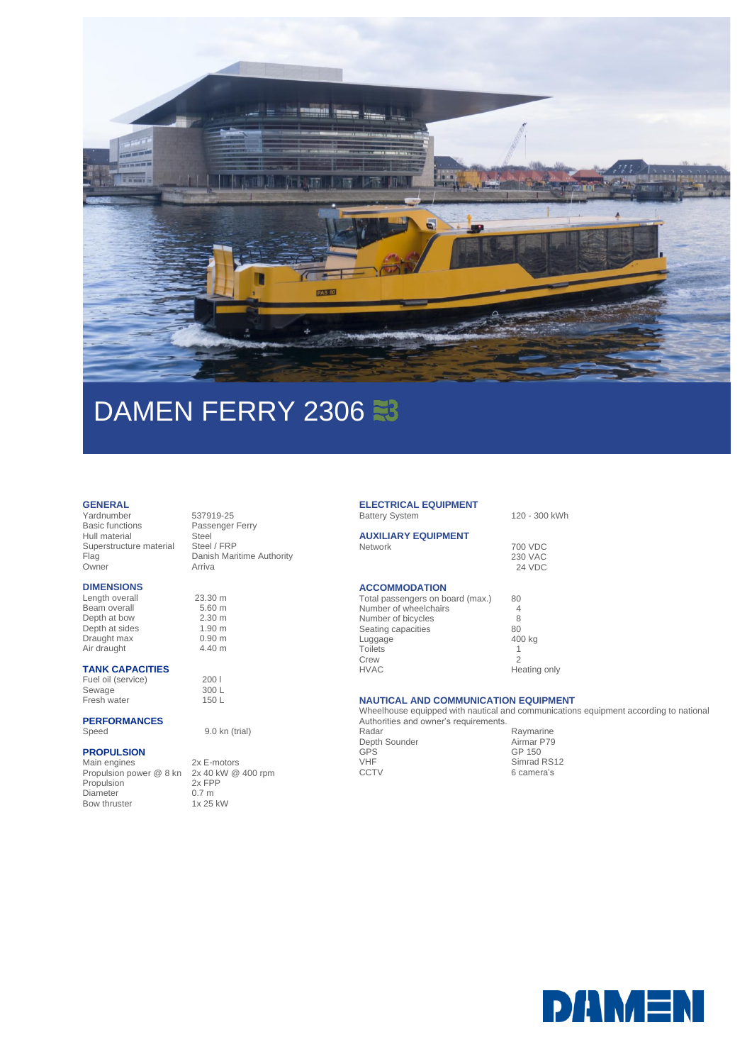# DAMEN FERRY 2306

## GENERAL

| | |
|---|---|
| Yardnumber | 537919-25 |
| Basic functions | Passenger Ferry |
| Hull material | Steel |
| Superstructure material | Steel / FRP |
| Flag | Danish Maritime Authority |
| Owner | Arriva |

## DIMENSIONS

| | |
|---|---|
| Length overall | 23.30 m |
| Beam overall | 5.60 m |
| Depth at bow | 2.30 m |
| Depth at sides | 1.90 m |
| Draught max | 0.90 m |
| Air draught | 4.40 m |

## TANK CAPACITIES

| | |
|---|---|
| Fuel oil (service) | 200 l |
| Sewage | 300 L |
| Fresh water | 150 L |

## PERFORMANCES

| | |
|---|---|
| Speed | 9.0 kn (trial) |

## PROPULSION

| | |
|---|---|
| Main engines | 2x E-motors |
| Propulsion power @ 8 kn | 2x 40 kW @ 400 rpm |
| Propulsion | 2x FPP |
| Diameter | 0.7 m |
| Bow thruster | 1x 25 kW |

## ELECTRICAL EQUIPMENT

| | |
|---|---|
| Battery System | 120 - 300 kWh |

## AUXILIARY EQUIPMENT

| | |
|---|---|
| Network | 700 VDC<br>230 VAC<br>24 VDC |

## ACCOMMODATION

| | |
|---|---|
| Total passengers on board (max.) | 80 |
| Number of wheelchairs | 4 |
| Number of bicycles | 8 |
| Seating capacities | 80 |
| Luggage | 400 kg |
| Toilets | 1 |
| Crew | 2 |
| HVAC | Heating only |

## NAUTICAL AND COMMUNICATION EQUIPMENT

Wheelhouse equipped with nautical and communications equipment according to national Authorities and owner's requirements.

| | |
|---|---|
| Radar | Raymarine |
| Depth Sounder | Airmar P79 |
| GPS | GP 150 |
| VHF | Simrad RS12 |
| CCTV | 6 camera's |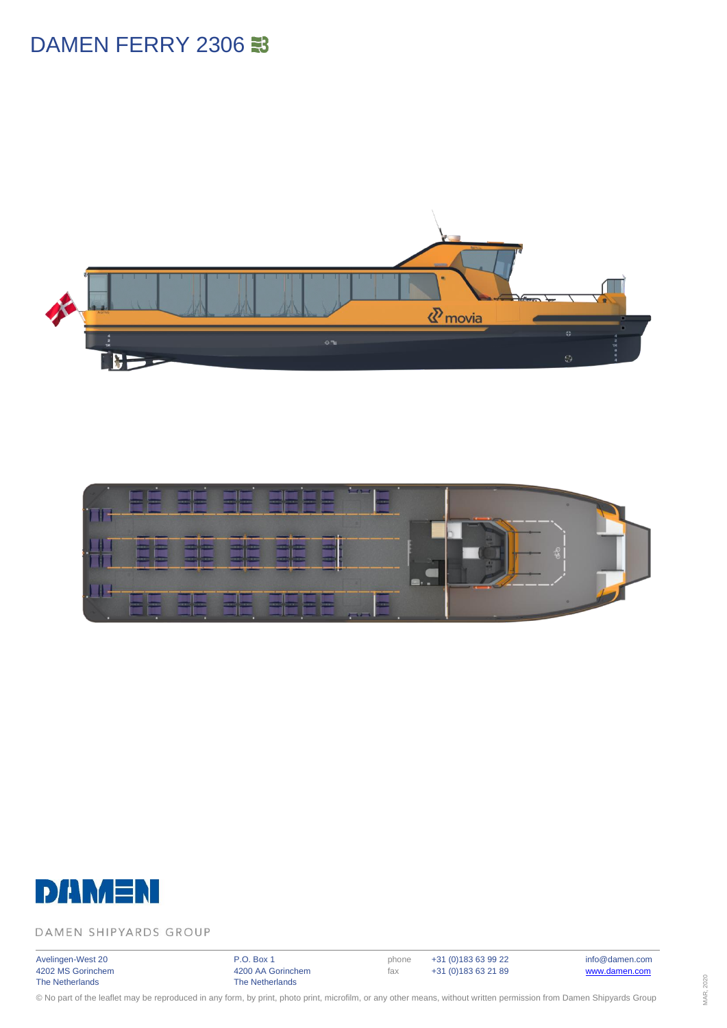# DAMEN FERRY 2306

DAMEN SHIPYARDS GROUP

Avelingen-West 20
4202 MS Gorinchem
The Netherlands

P.O. Box 1
4200 AA Gorinchem
The Netherlands

phone +31 (0)183 63 99 22
fax +31 (0)183 63 21 89

info@damen.com
www.damen.com

© No part of the leaflet may be reproduced in any form, by print, photo print, microfilm, or any other means, without written permission from Damen Shipyards Group

MAR, 2020